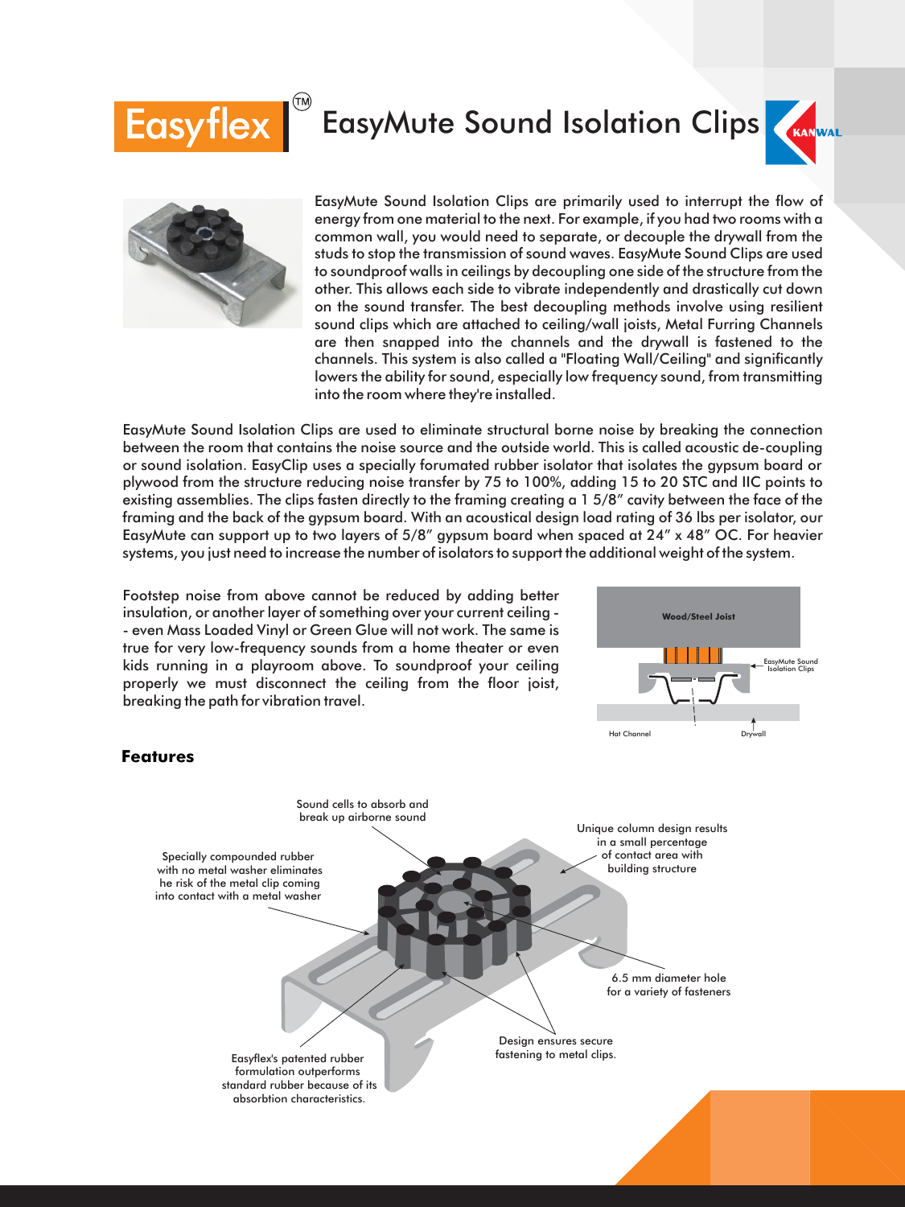# Easyflex™ EasyMute Sound Isolation Clips

EasyMute Sound Isolation Clips are primarily used to interrupt the flow of energy from one material to the next. For example, if you had two rooms with a common wall, you would need to separate, or decouple the drywall from the studs to stop the transmission of sound waves. EasyMute Sound Clips are used to soundproof walls in ceilings by decoupling one side of the structure from the other. This allows each side to vibrate independently and drastically cut down on the sound transfer. The best decoupling methods involve using resilient sound clips which are attached to ceiling/wall joists, Metal Furring Channels are then snapped into the channels and the drywall is fastened to the channels. This system is also called a "Floating Wall/Ceiling" and significantly lowers the ability for sound, especially low frequency sound, from transmitting into the room where they're installed.

EasyMute Sound Isolation Clips are used to eliminate structural borne noise by breaking the connection between the room that contains the noise source and the outside world. This is called acoustic de-coupling or sound isolation. EasyClip uses a specially forumated rubber isolator that isolates the gypsum board or plywood from the structure reducing noise transfer by 75 to 100%, adding 15 to 20 STC and IIC points to existing assemblies. The clips fasten directly to the framing creating a 1 5/8" cavity between the face of the framing and the back of the gypsum board. With an acoustical design load rating of 36 lbs per isolator, our EasyMute can support up to two layers of 5/8" gypsum board when spaced at 24" x 48" OC. For heavier systems, you just need to increase the number of isolators to support the additional weight of the system.

Footstep noise from above cannot be reduced by adding better insulation, or another layer of something over your current ceiling - - even Mass Loaded Vinyl or Green Glue will not work. The same is true for very low-frequency sounds from a home theater or even kids running in a playroom above. To soundproof your ceiling properly we must disconnect the ceiling from the floor joist, breaking the path for vibration travel.

Wood/Steel Joist

EasyMute Sound Isolation Clips

Hat Channel

Drywall

## Features

- Sound cells to absorb and break up airborne sound
- Unique column design results in a small percentage of contact area with building structure
- Specially compounded rubber with no metal washer eliminates he risk of the metal clip coming into contact with a metal washer
- 6.5 mm diameter hole for a variety of fasteners
- Design ensures secure fastening to metal clips.
- Easyflex's patented rubber formulation outperforms standard rubber because of its absorbtion characteristics.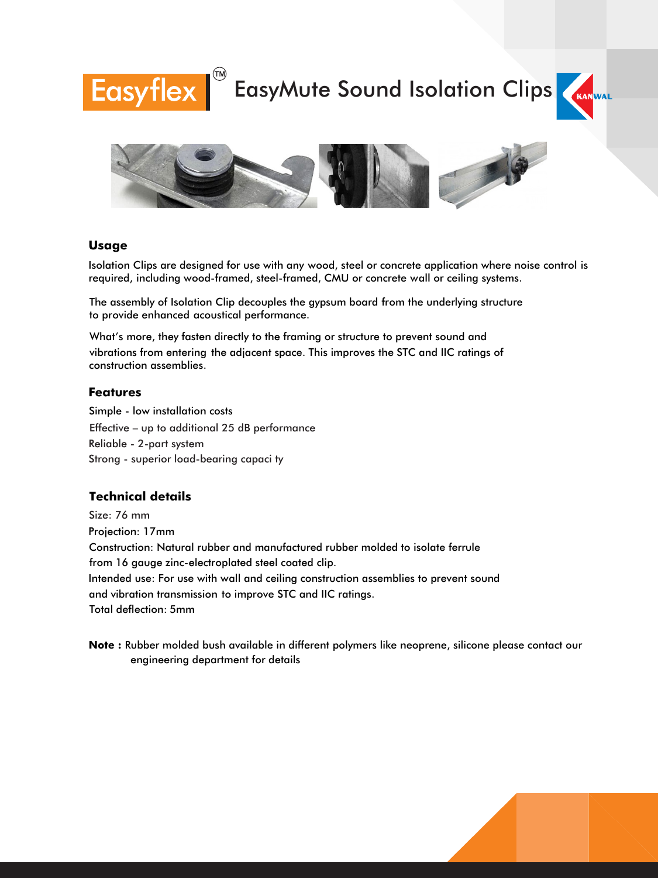# Easyflex™ EasyMute Sound Isolation Clips

## Usage

Isolation Clips are designed for use with any wood, steel or concrete application where noise control is required, including wood-framed, steel-framed, CMU or concrete wall or ceiling systems.

The assembly of Isolation Clip decouples the gypsum board from the underlying structure to provide enhanced acoustical performance.

What's more, they fasten directly to the framing or structure to prevent sound and vibrations from entering the adjacent space. This improves the STC and IIC ratings of construction assemblies.

## Features

Simple - low installation costs

Effective – up to additional 25 dB performance

Reliable - 2-part system

Strong - superior load-bearing capaci ty

## Technical details

Size: 76 mm

Projection: 17mm

Construction: Natural rubber and manufactured rubber molded to isolate ferrule from 16 gauge zinc-electroplated steel coated clip.

Intended use: For use with wall and ceiling construction assemblies to prevent sound and vibration transmission to improve STC and IIC ratings.

Total deflection: 5mm

**Note :** Rubber molded bush available in different polymers like neoprene, silicone please contact our engineering department for details